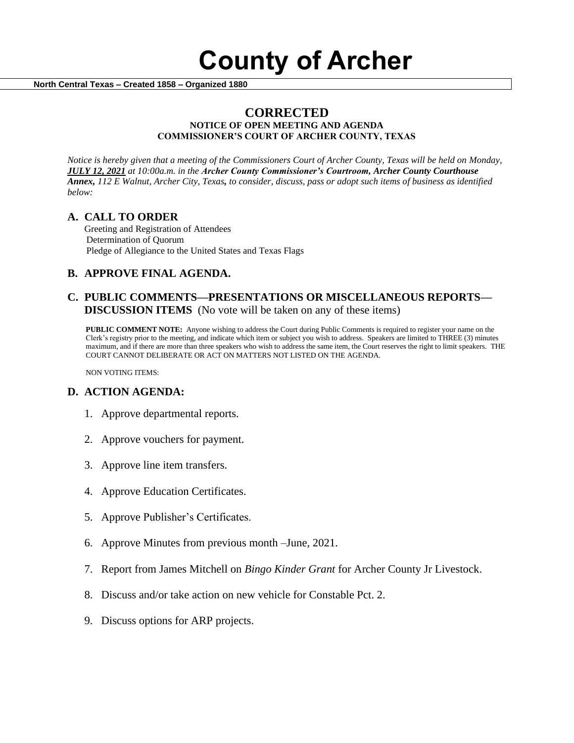# County of Archer

**North Central Texas – Created 1858 – Organized 1880**

## CORRECTED

**NOTICE OF OPEN MEETING AND AGENDA**
**COMMISSIONER'S COURT OF ARCHER COUNTY, TEXAS**

*Notice is hereby given that a meeting of the Commissioners Court of Archer County, Texas will be held on Monday, **JULY 12, 2021** at 10:00a.m. in the **Archer County Commissioner's Courtroom, Archer County Courthouse Annex,** 112 E Walnut, Archer City, Texas, to consider, discuss, pass or adopt such items of business as identified below:*

### A. CALL TO ORDER

Greeting and Registration of Attendees
Determination of Quorum
Pledge of Allegiance to the United States and Texas Flags

### B. APPROVE FINAL AGENDA.

### C. PUBLIC COMMENTS—PRESENTATIONS OR MISCELLANEOUS REPORTS—DISCUSSION ITEMS (No vote will be taken on any of these items)

**PUBLIC COMMENT NOTE:** Anyone wishing to address the Court during Public Comments is required to register your name on the Clerk's registry prior to the meeting, and indicate which item or subject you wish to address. Speakers are limited to THREE (3) minutes maximum, and if there are more than three speakers who wish to address the same item, the Court reserves the right to limit speakers. THE COURT CANNOT DELIBERATE OR ACT ON MATTERS NOT LISTED ON THE AGENDA.

NON VOTING ITEMS:

### D. ACTION AGENDA:

1. Approve departmental reports.
2. Approve vouchers for payment.
3. Approve line item transfers.
4. Approve Education Certificates.
5. Approve Publisher's Certificates.
6. Approve Minutes from previous month –June, 2021.
7. Report from James Mitchell on *Bingo Kinder Grant* for Archer County Jr Livestock.
8. Discuss and/or take action on new vehicle for Constable Pct. 2.
9. Discuss options for ARP projects.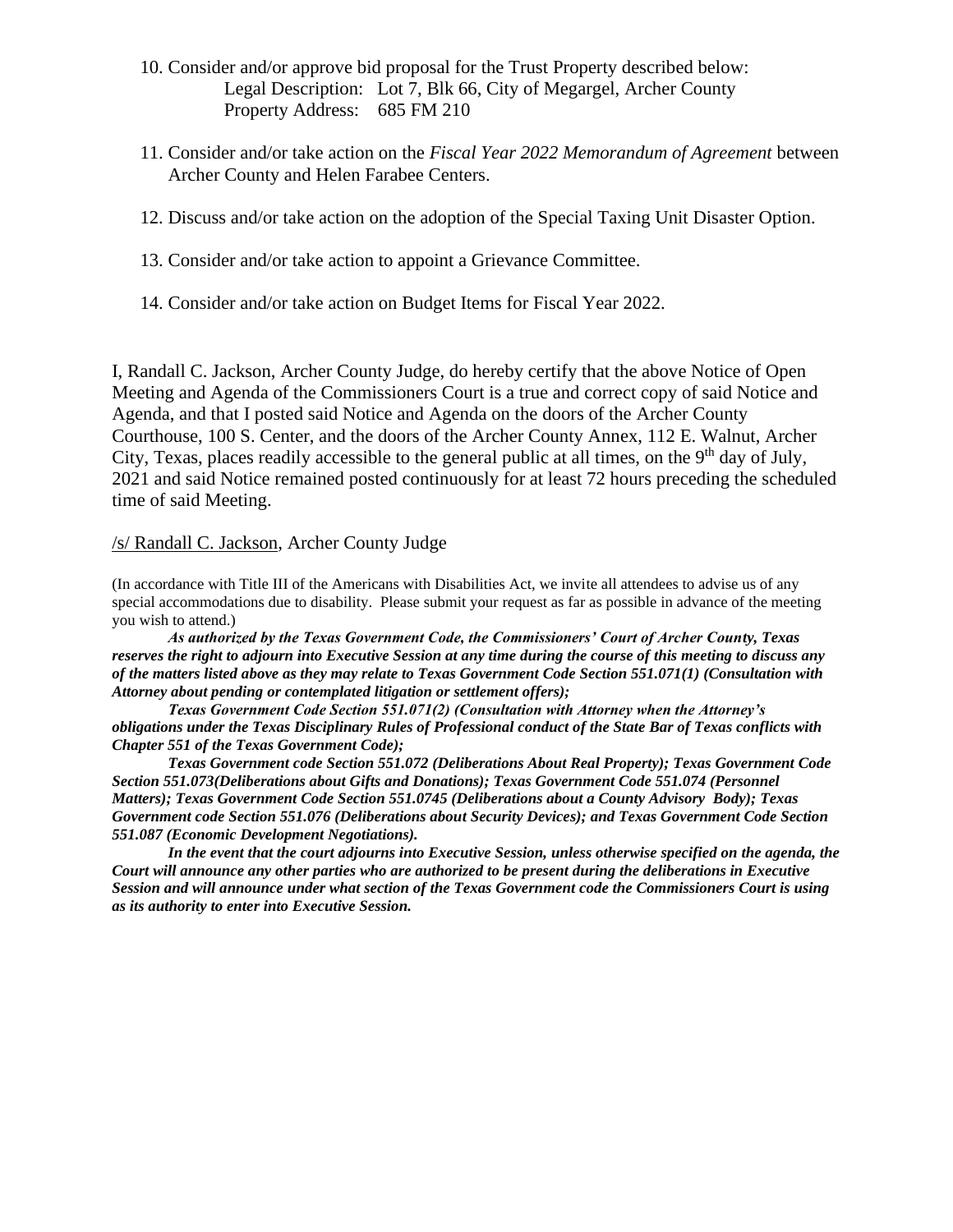10. Consider and/or approve bid proposal for the Trust Property described below:
    Legal Description: Lot 7, Blk 66, City of Megargel, Archer County
    Property Address: 685 FM 210

11. Consider and/or take action on the *Fiscal Year 2022 Memorandum of Agreement* between Archer County and Helen Farabee Centers.

12. Discuss and/or take action on the adoption of the Special Taxing Unit Disaster Option.

13. Consider and/or take action to appoint a Grievance Committee.

14. Consider and/or take action on Budget Items for Fiscal Year 2022.

I, Randall C. Jackson, Archer County Judge, do hereby certify that the above Notice of Open Meeting and Agenda of the Commissioners Court is a true and correct copy of said Notice and Agenda, and that I posted said Notice and Agenda on the doors of the Archer County Courthouse, 100 S. Center, and the doors of the Archer County Annex, 112 E. Walnut, Archer City, Texas, places readily accessible to the general public at all times, on the 9th day of July, 2021 and said Notice remained posted continuously for at least 72 hours preceding the scheduled time of said Meeting.

/s/ Randall C. Jackson, Archer County Judge

(In accordance with Title III of the Americans with Disabilities Act, we invite all attendees to advise us of any special accommodations due to disability. Please submit your request as far as possible in advance of the meeting you wish to attend.)

***As authorized by the Texas Government Code, the Commissioners' Court of Archer County, Texas reserves the right to adjourn into Executive Session at any time during the course of this meeting to discuss any of the matters listed above as they may relate to Texas Government Code Section 551.071(1) (Consultation with Attorney about pending or contemplated litigation or settlement offers);***

***Texas Government Code Section 551.071(2) (Consultation with Attorney when the Attorney's obligations under the Texas Disciplinary Rules of Professional conduct of the State Bar of Texas conflicts with Chapter 551 of the Texas Government Code);***

***Texas Government code Section 551.072 (Deliberations About Real Property); Texas Government Code Section 551.073(Deliberations about Gifts and Donations); Texas Government Code 551.074 (Personnel Matters); Texas Government Code Section 551.0745 (Deliberations about a County Advisory Body); Texas Government code Section 551.076 (Deliberations about Security Devices); and Texas Government Code Section 551.087 (Economic Development Negotiations).***

***In the event that the court adjourns into Executive Session, unless otherwise specified on the agenda, the Court will announce any other parties who are authorized to be present during the deliberations in Executive Session and will announce under what section of the Texas Government code the Commissioners Court is using as its authority to enter into Executive Session.***